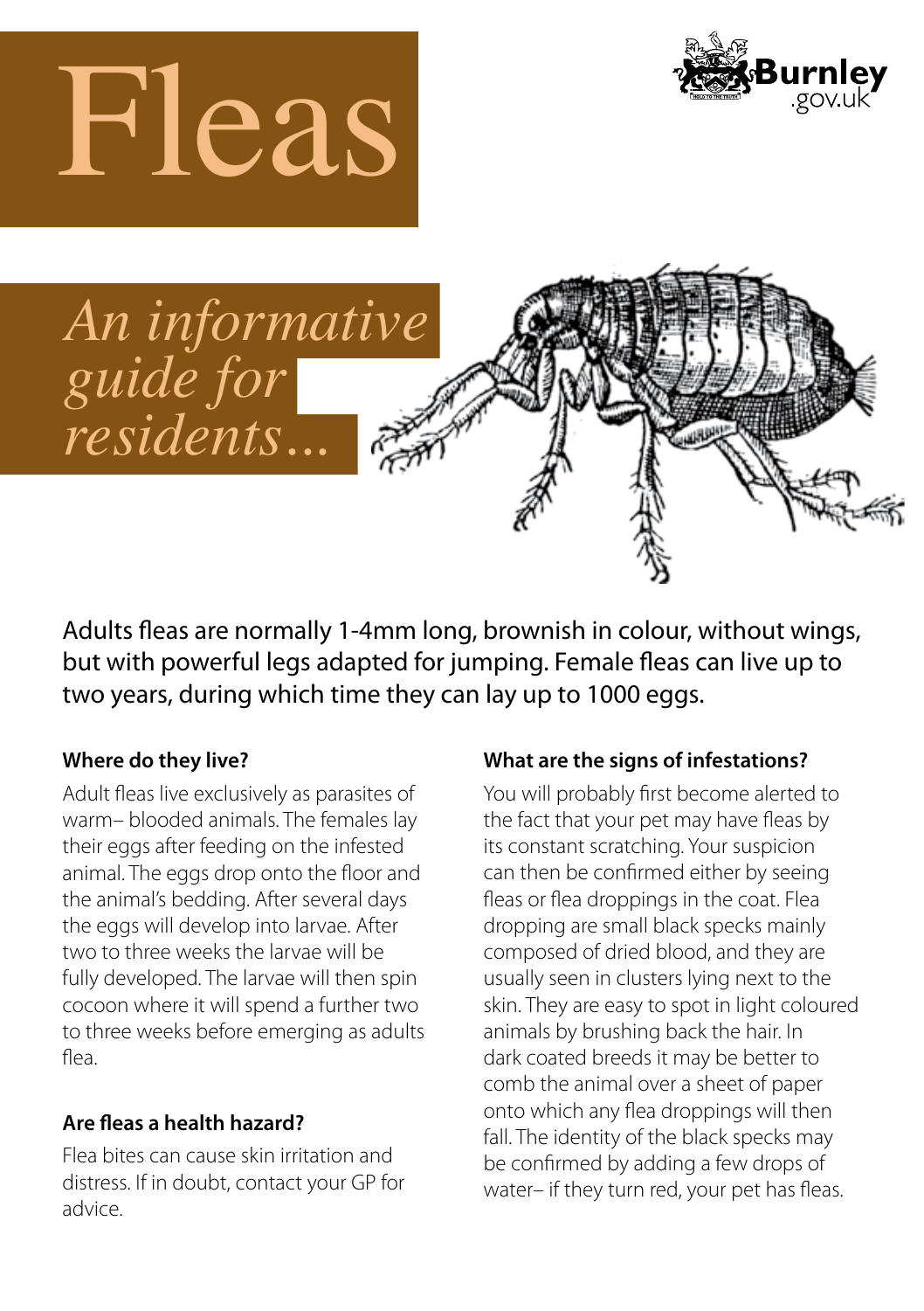# Fleas

Burnley .gov.uk

*An informative guide for residents...*

Adults fleas are normally 1-4mm long, brownish in colour, without wings, but with powerful legs adapted for jumping. Female fleas can live up to two years, during which time they can lay up to 1000 eggs.

### Where do they live?

Adult fleas live exclusively as parasites of warm– blooded animals. The females lay their eggs after feeding on the infested animal. The eggs drop onto the floor and the animal's bedding. After several days the eggs will develop into larvae. After two to three weeks the larvae will be fully developed. The larvae will then spin cocoon where it will spend a further two to three weeks before emerging as adults flea.

### Are fleas a health hazard?

Flea bites can cause skin irritation and distress. If in doubt, contact your GP for advice.

### What are the signs of infestations?

You will probably first become alerted to the fact that your pet may have fleas by its constant scratching. Your suspicion can then be confirmed either by seeing fleas or flea droppings in the coat. Flea dropping are small black specks mainly composed of dried blood, and they are usually seen in clusters lying next to the skin. They are easy to spot in light coloured animals by brushing back the hair. In dark coated breeds it may be better to comb the animal over a sheet of paper onto which any flea droppings will then fall. The identity of the black specks may be confirmed by adding a few drops of water– if they turn red, your pet has fleas.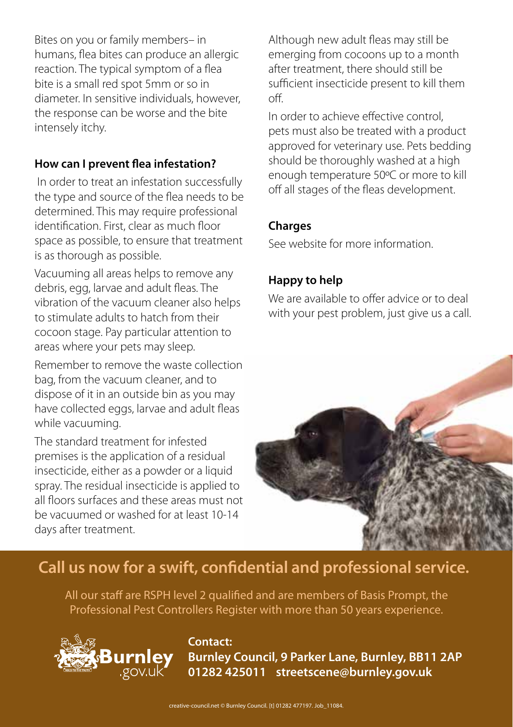Bites on you or family members– in humans, flea bites can produce an allergic reaction. The typical symptom of a flea bite is a small red spot 5mm or so in diameter. In sensitive individuals, however, the response can be worse and the bite intensely itchy.

### How can I prevent flea infestation?

In order to treat an infestation successfully the type and source of the flea needs to be determined. This may require professional identification. First, clear as much floor space as possible, to ensure that treatment is as thorough as possible.

Vacuuming all areas helps to remove any debris, egg, larvae and adult fleas. The vibration of the vacuum cleaner also helps to stimulate adults to hatch from their cocoon stage. Pay particular attention to areas where your pets may sleep.

Remember to remove the waste collection bag, from the vacuum cleaner, and to dispose of it in an outside bin as you may have collected eggs, larvae and adult fleas while vacuuming.

The standard treatment for infested premises is the application of a residual insecticide, either as a powder or a liquid spray. The residual insecticide is applied to all floors surfaces and these areas must not be vacuumed or washed for at least 10-14 days after treatment.

Although new adult fleas may still be emerging from cocoons up to a month after treatment, there should still be sufficient insecticide present to kill them off.

In order to achieve effective control, pets must also be treated with a product approved for veterinary use. Pets bedding should be thoroughly washed at a high enough temperature 50ºC or more to kill off all stages of the fleas development.

### Charges

See website for more information.

### Happy to help

We are available to offer advice or to deal with your pest problem, just give us a call.

## Call us now for a swift, confidential and professional service.

All our staff are RSPH level 2 qualified and are members of Basis Prompt, the Professional Pest Controllers Register with more than 50 years experience.

Burnley.gov.uk

**Contact:**
**Burnley Council, 9 Parker Lane, Burnley, BB11 2AP**
**01282 425011 streetscene@burnley.gov.uk**

creative-council.net © Burnley Council. [t] 01282 477197. Job_11084.